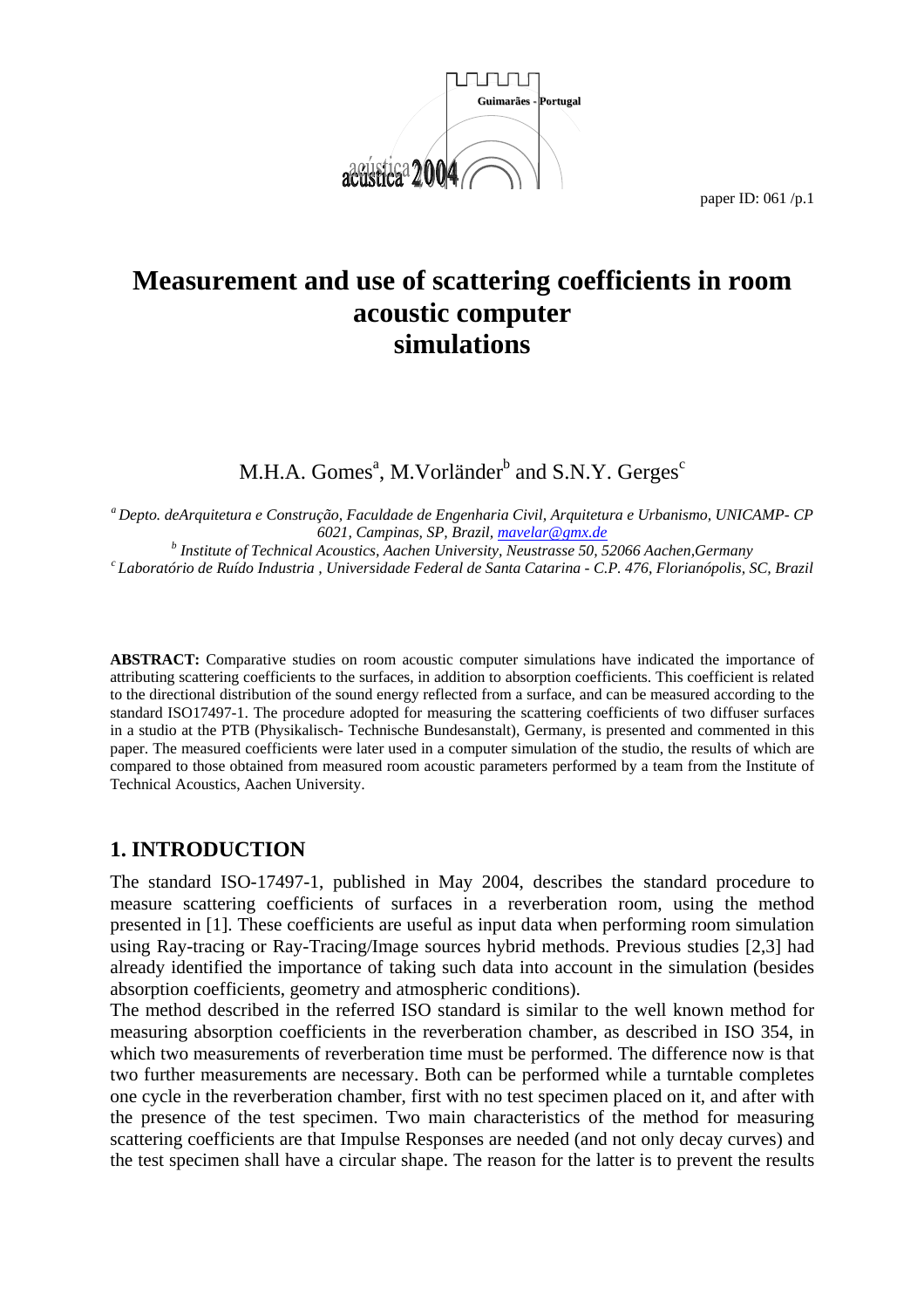# Measurement and use of scattering coefficients in room acoustic computer simulations

M.H.A. Gomes[a], M.Vorländer[b] and S.N.Y. Gerges[c]

*[a] Depto. deArquitetura e Construção, Faculdade de Engenharia Civil, Arquitetura e Urbanismo, UNICAMP- CP 6021, Campinas, SP, Brazil, mavelar@gmx.de*

*[b] Institute of Technical Acoustics, Aachen University, Neustrasse 50, 52066 Aachen,Germany*

*[c] Laboratório de Ruído Industria , Universidade Federal de Santa Catarina - C.P. 476, Florianópolis, SC, Brazil*

**ABSTRACT:** Comparative studies on room acoustic computer simulations have indicated the importance of attributing scattering coefficients to the surfaces, in addition to absorption coefficients. This coefficient is related to the directional distribution of the sound energy reflected from a surface, and can be measured according to the standard ISO17497-1. The procedure adopted for measuring the scattering coefficients of two diffuser surfaces in a studio at the PTB (Physikalisch- Technische Bundesanstalt), Germany, is presented and commented in this paper. The measured coefficients were later used in a computer simulation of the studio, the results of which are compared to those obtained from measured room acoustic parameters performed by a team from the Institute of Technical Acoustics, Aachen University.

## 1. INTRODUCTION

The standard ISO-17497-1, published in May 2004, describes the standard procedure to measure scattering coefficients of surfaces in a reverberation room, using the method presented in [1]. These coefficients are useful as input data when performing room simulation using Ray-tracing or Ray-Tracing/Image sources hybrid methods. Previous studies [2,3] had already identified the importance of taking such data into account in the simulation (besides absorption coefficients, geometry and atmospheric conditions).

The method described in the referred ISO standard is similar to the well known method for measuring absorption coefficients in the reverberation chamber, as described in ISO 354, in which two measurements of reverberation time must be performed. The difference now is that two further measurements are necessary. Both can be performed while a turntable completes one cycle in the reverberation chamber, first with no test specimen placed on it, and after with the presence of the test specimen. Two main characteristics of the method for measuring scattering coefficients are that Impulse Responses are needed (and not only decay curves) and the test specimen shall have a circular shape. The reason for the latter is to prevent the results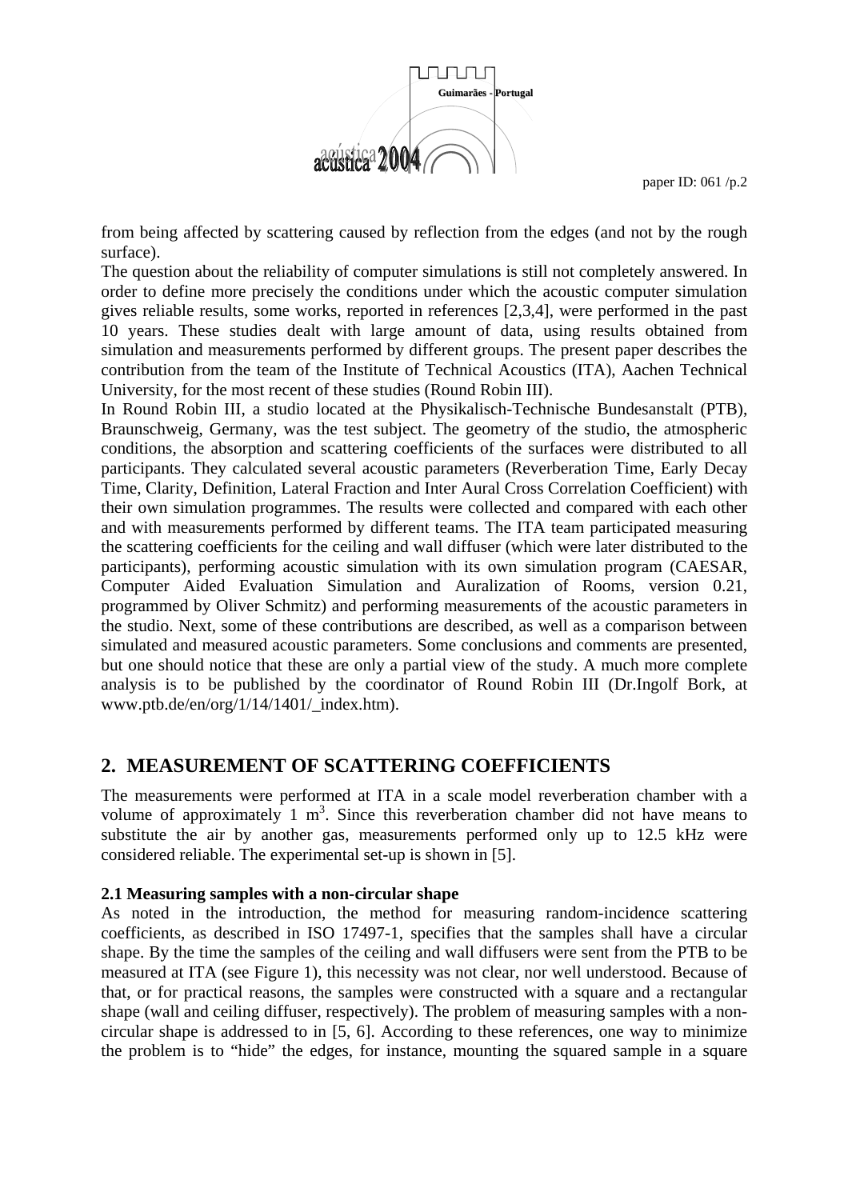from being affected by scattering caused by reflection from the edges (and not by the rough surface).

The question about the reliability of computer simulations is still not completely answered. In order to define more precisely the conditions under which the acoustic computer simulation gives reliable results, some works, reported in references [2,3,4], were performed in the past 10 years. These studies dealt with large amount of data, using results obtained from simulation and measurements performed by different groups. The present paper describes the contribution from the team of the Institute of Technical Acoustics (ITA), Aachen Technical University, for the most recent of these studies (Round Robin III).

In Round Robin III, a studio located at the Physikalisch-Technische Bundesanstalt (PTB), Braunschweig, Germany, was the test subject. The geometry of the studio, the atmospheric conditions, the absorption and scattering coefficients of the surfaces were distributed to all participants. They calculated several acoustic parameters (Reverberation Time, Early Decay Time, Clarity, Definition, Lateral Fraction and Inter Aural Cross Correlation Coefficient) with their own simulation programmes. The results were collected and compared with each other and with measurements performed by different teams. The ITA team participated measuring the scattering coefficients for the ceiling and wall diffuser (which were later distributed to the participants), performing acoustic simulation with its own simulation program (CAESAR, Computer Aided Evaluation Simulation and Auralization of Rooms, version 0.21, programmed by Oliver Schmitz) and performing measurements of the acoustic parameters in the studio. Next, some of these contributions are described, as well as a comparison between simulated and measured acoustic parameters. Some conclusions and comments are presented, but one should notice that these are only a partial view of the study. A much more complete analysis is to be published by the coordinator of Round Robin III (Dr.Ingolf Bork, at www.ptb.de/en/org/1/14/1401/_index.htm).

## 2. MEASUREMENT OF SCATTERING COEFFICIENTS

The measurements were performed at ITA in a scale model reverberation chamber with a volume of approximately 1 m$^3$. Since this reverberation chamber did not have means to substitute the air by another gas, measurements performed only up to 12.5 kHz were considered reliable. The experimental set-up is shown in [5].

### 2.1 Measuring samples with a non-circular shape

As noted in the introduction, the method for measuring random-incidence scattering coefficients, as described in ISO 17497-1, specifies that the samples shall have a circular shape. By the time the samples of the ceiling and wall diffusers were sent from the PTB to be measured at ITA (see Figure 1), this necessity was not clear, nor well understood. Because of that, or for practical reasons, the samples were constructed with a square and a rectangular shape (wall and ceiling diffuser, respectively). The problem of measuring samples with a non-circular shape is addressed to in [5, 6]. According to these references, one way to minimize the problem is to "hide" the edges, for instance, mounting the squared sample in a square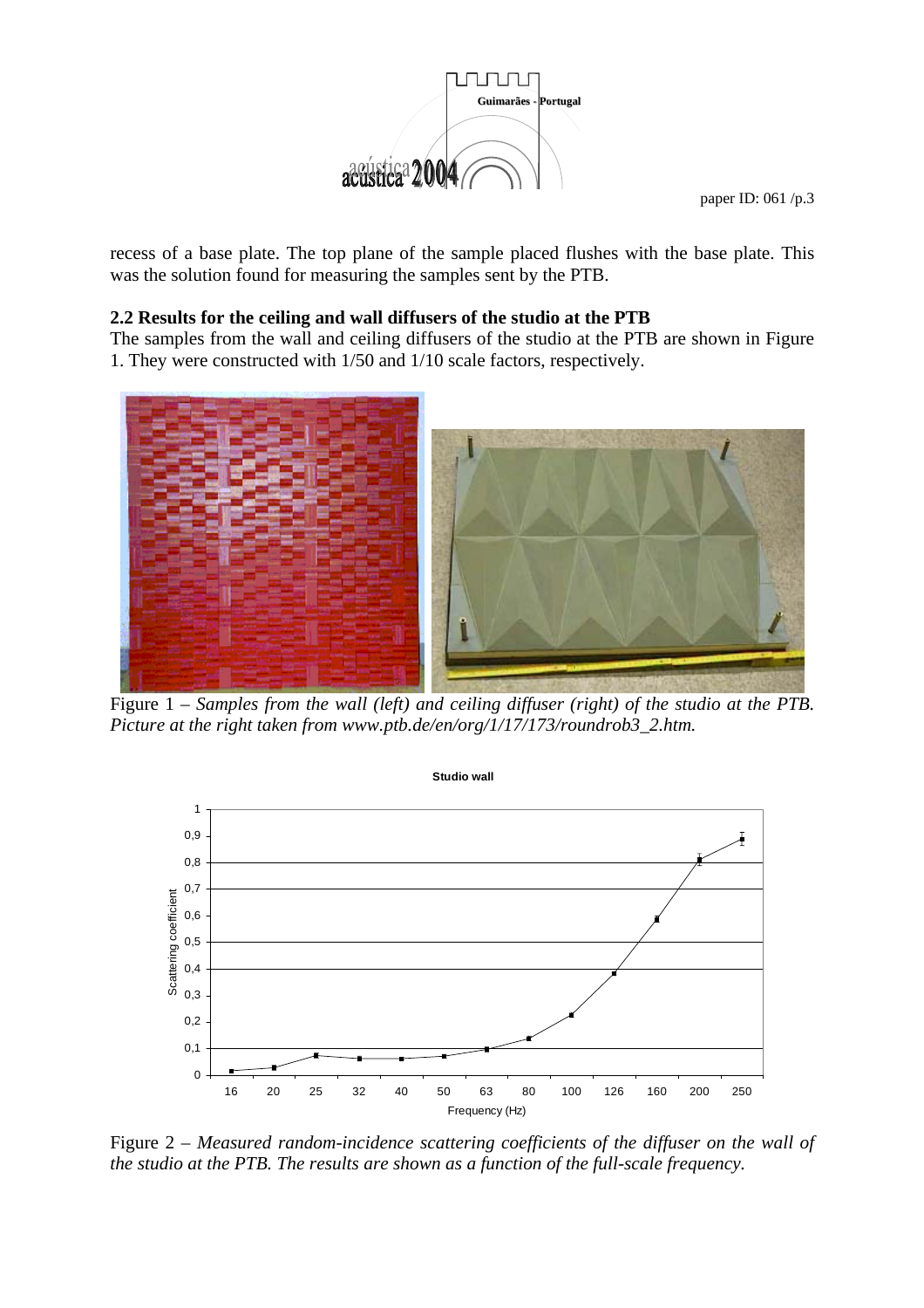recess of a base plate. The top plane of the sample placed flushes with the base plate. This was the solution found for measuring the samples sent by the PTB.

### 2.2 Results for the ceiling and wall diffusers of the studio at the PTB

The samples from the wall and ceiling diffusers of the studio at the PTB are shown in Figure 1. They were constructed with 1/50 and 1/10 scale factors, respectively.

Figure 1 – *Samples from the wall (left) and ceiling diffuser (right) of the studio at the PTB. Picture at the right taken from www.ptb.de/en/org/1/17/173/roundrob3_2.htm.*

Figure 2 – *Measured random-incidence scattering coefficients of the diffuser on the wall of the studio at the PTB. The results are shown as a function of the full-scale frequency.*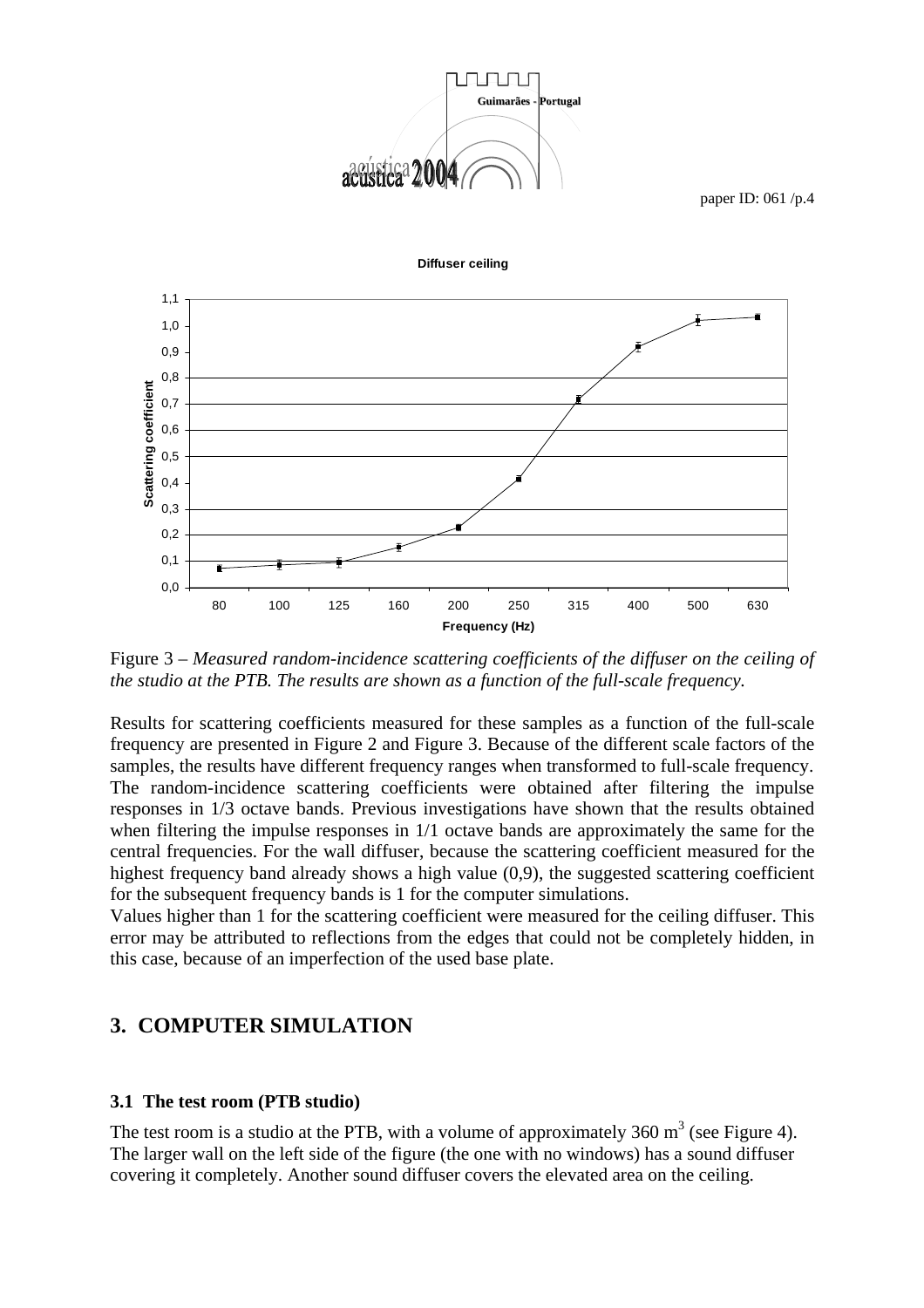Figure 3 – *Measured random-incidence scattering coefficients of the diffuser on the ceiling of the studio at the PTB. The results are shown as a function of the full-scale frequency.*

Results for scattering coefficients measured for these samples as a function of the full-scale frequency are presented in Figure 2 and Figure 3. Because of the different scale factors of the samples, the results have different frequency ranges when transformed to full-scale frequency. The random-incidence scattering coefficients were obtained after filtering the impulse responses in 1/3 octave bands. Previous investigations have shown that the results obtained when filtering the impulse responses in 1/1 octave bands are approximately the same for the central frequencies. For the wall diffuser, because the scattering coefficient measured for the highest frequency band already shows a high value (0,9), the suggested scattering coefficient for the subsequent frequency bands is 1 for the computer simulations.

Values higher than 1 for the scattering coefficient were measured for the ceiling diffuser. This error may be attributed to reflections from the edges that could not be completely hidden, in this case, because of an imperfection of the used base plate.

## 3. COMPUTER SIMULATION

### 3.1 The test room (PTB studio)

The test room is a studio at the PTB, with a volume of approximately 360 $m^3$ (see Figure 4). The larger wall on the left side of the figure (the one with no windows) has a sound diffuser covering it completely. Another sound diffuser covers the elevated area on the ceiling.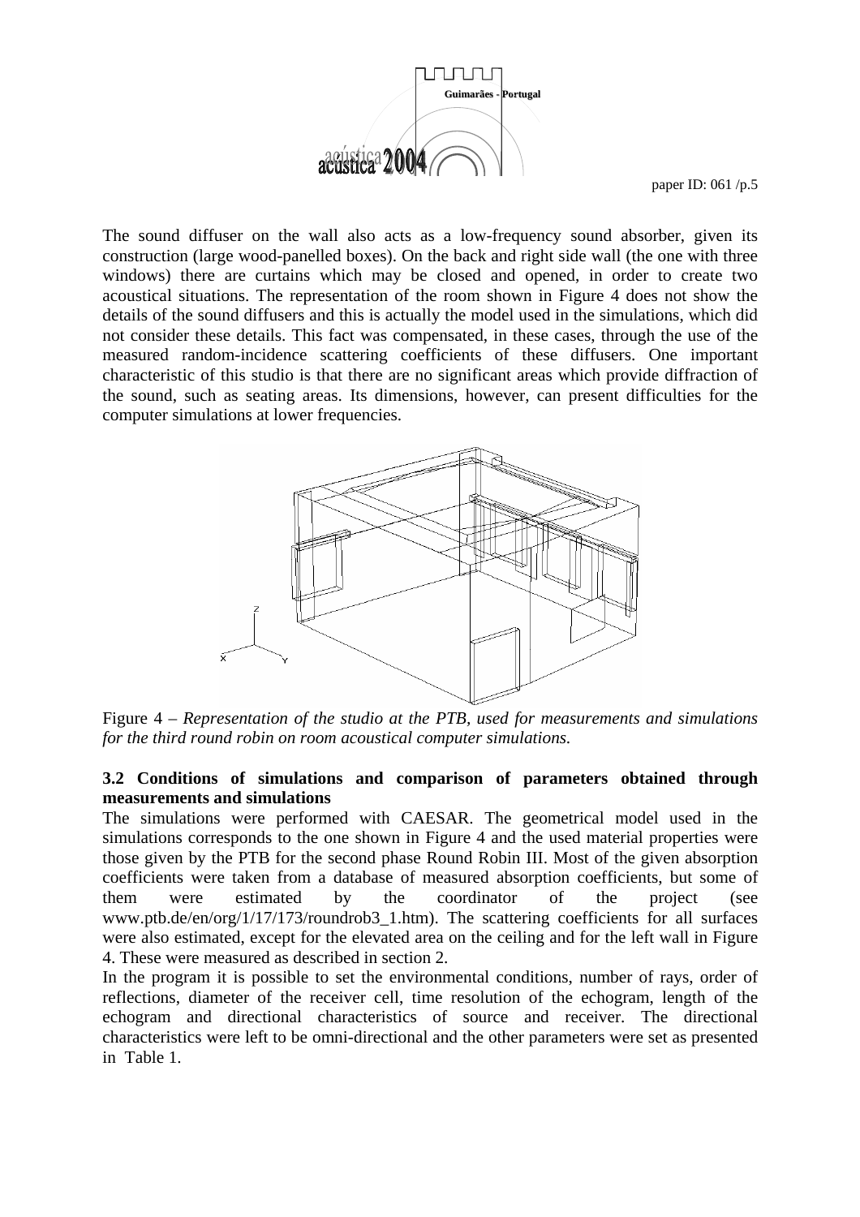The sound diffuser on the wall also acts as a low-frequency sound absorber, given its construction (large wood-panelled boxes). On the back and right side wall (the one with three windows) there are curtains which may be closed and opened, in order to create two acoustical situations. The representation of the room shown in Figure 4 does not show the details of the sound diffusers and this is actually the model used in the simulations, which did not consider these details. This fact was compensated, in these cases, through the use of the measured random-incidence scattering coefficients of these diffusers. One important characteristic of this studio is that there are no significant areas which provide diffraction of the sound, such as seating areas. Its dimensions, however, can present difficulties for the computer simulations at lower frequencies.

Figure 4 – *Representation of the studio at the PTB, used for measurements and simulations for the third round robin on room acoustical computer simulations.*

### 3.2 Conditions of simulations and comparison of parameters obtained through measurements and simulations

The simulations were performed with CAESAR. The geometrical model used in the simulations corresponds to the one shown in Figure 4 and the used material properties were those given by the PTB for the second phase Round Robin III. Most of the given absorption coefficients were taken from a database of measured absorption coefficients, but some of them were estimated by the coordinator of the project (see www.ptb.de/en/org/1/17/173/roundrob3_1.htm). The scattering coefficients for all surfaces were also estimated, except for the elevated area on the ceiling and for the left wall in Figure 4. These were measured as described in section 2.

In the program it is possible to set the environmental conditions, number of rays, order of reflections, diameter of the receiver cell, time resolution of the echogram, length of the echogram and directional characteristics of source and receiver. The directional characteristics were left to be omni-directional and the other parameters were set as presented in Table 1.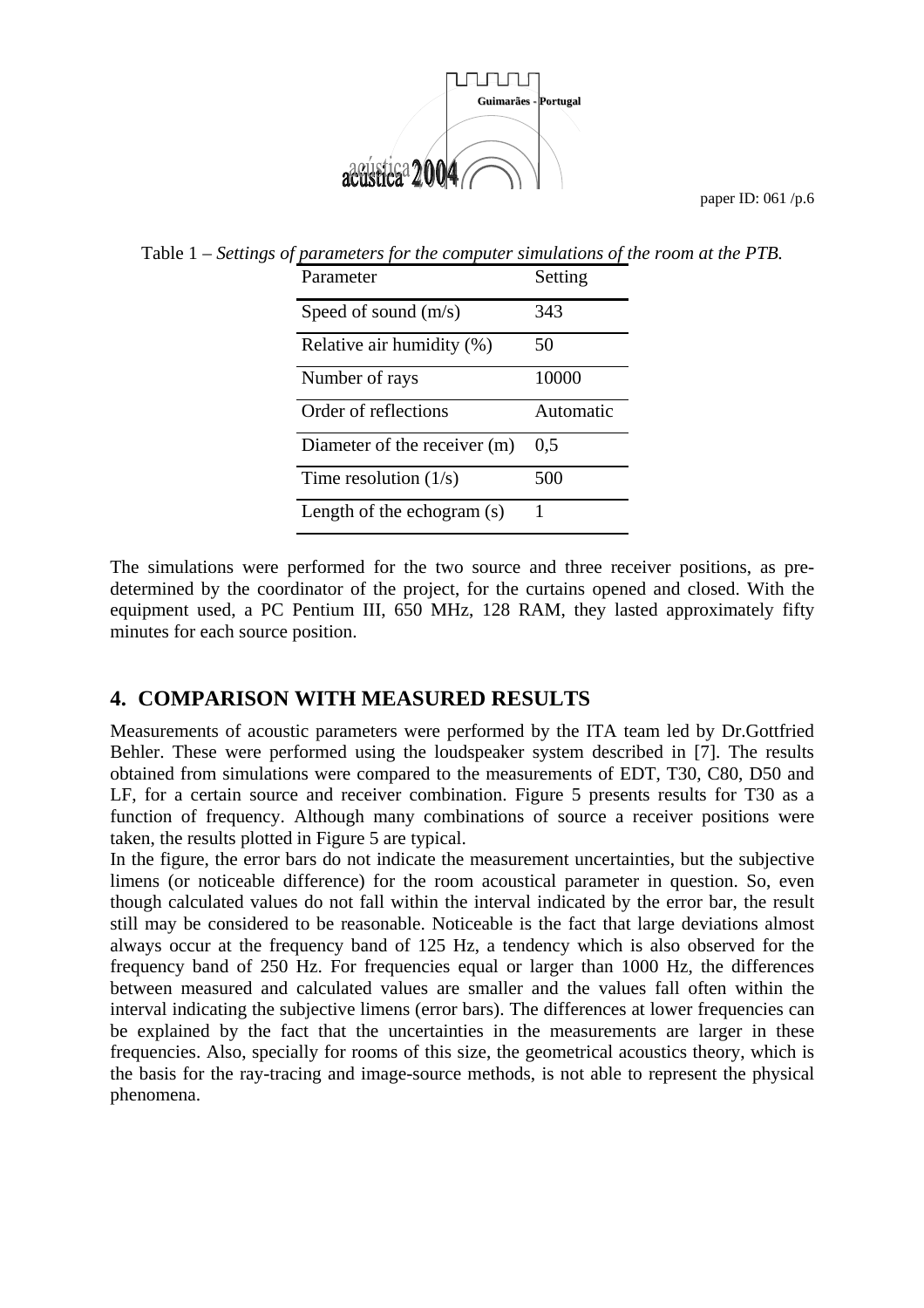Table 1 – *Settings of parameters for the computer simulations of the room at the PTB.*

| Parameter | Setting |
|---|---|
| Speed of sound (m/s) | 343 |
| Relative air humidity (%) | 50 |
| Number of rays | 10000 |
| Order of reflections | Automatic |
| Diameter of the receiver (m) | 0,5 |
| Time resolution (1/s) | 500 |
| Length of the echogram (s) | 1 |

The simulations were performed for the two source and three receiver positions, as pre-determined by the coordinator of the project, for the curtains opened and closed. With the equipment used, a PC Pentium III, 650 MHz, 128 RAM, they lasted approximately fifty minutes for each source position.

## 4. COMPARISON WITH MEASURED RESULTS

Measurements of acoustic parameters were performed by the ITA team led by Dr.Gottfried Behler. These were performed using the loudspeaker system described in [7]. The results obtained from simulations were compared to the measurements of EDT, T30, C80, D50 and LF, for a certain source and receiver combination. Figure 5 presents results for T30 as a function of frequency. Although many combinations of source a receiver positions were taken, the results plotted in Figure 5 are typical.

In the figure, the error bars do not indicate the measurement uncertainties, but the subjective limens (or noticeable difference) for the room acoustical parameter in question. So, even though calculated values do not fall within the interval indicated by the error bar, the result still may be considered to be reasonable. Noticeable is the fact that large deviations almost always occur at the frequency band of 125 Hz, a tendency which is also observed for the frequency band of 250 Hz. For frequencies equal or larger than 1000 Hz, the differences between measured and calculated values are smaller and the values fall often within the interval indicating the subjective limens (error bars). The differences at lower frequencies can be explained by the fact that the uncertainties in the measurements are larger in these frequencies. Also, specially for rooms of this size, the geometrical acoustics theory, which is the basis for the ray-tracing and image-source methods, is not able to represent the physical phenomena.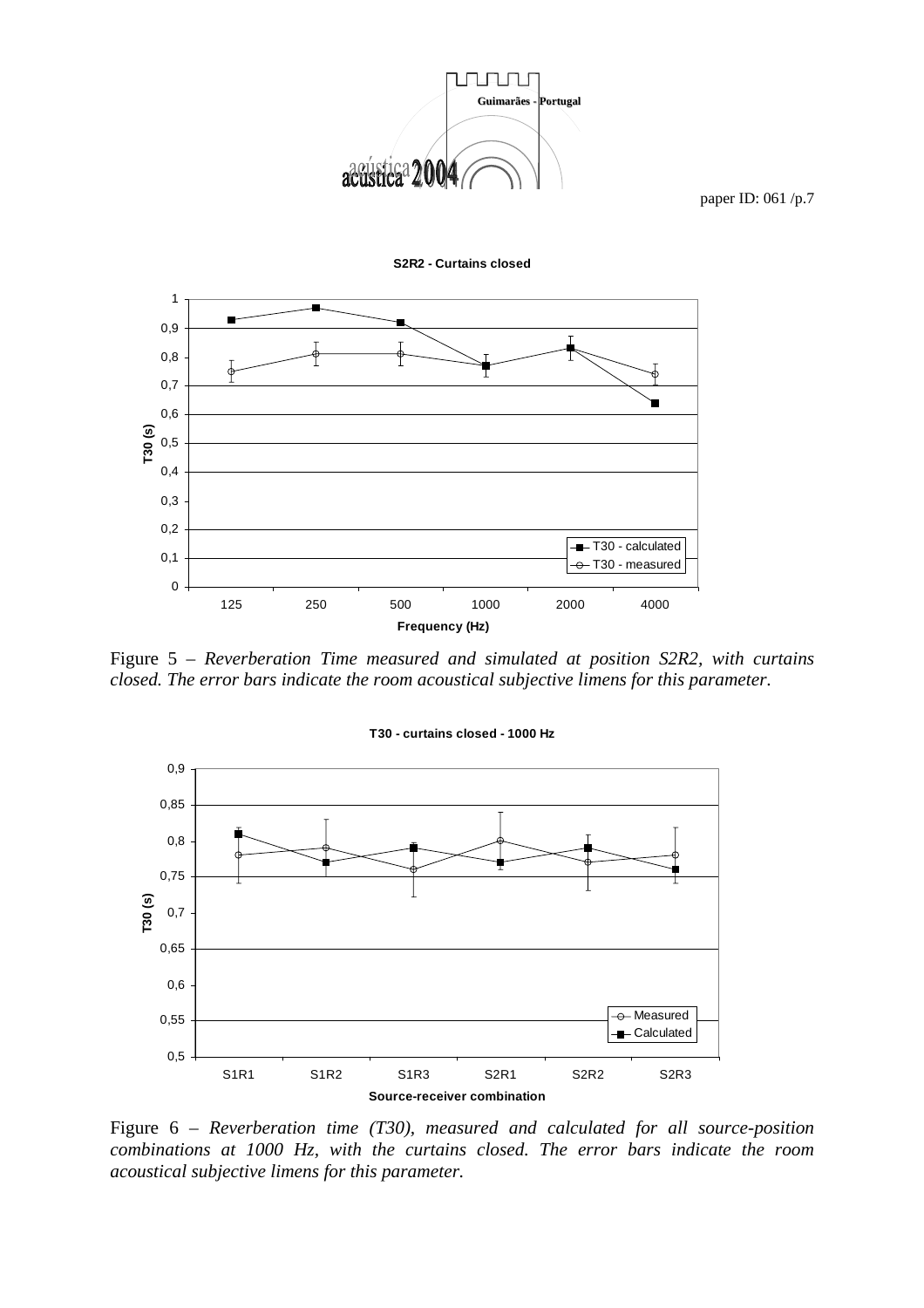Figure 5 – *Reverberation Time measured and simulated at position S2R2, with curtains closed. The error bars indicate the room acoustical subjective limens for this parameter.*

Figure 6 – *Reverberation time (T30), measured and calculated for all source-position combinations at 1000 Hz, with the curtains closed. The error bars indicate the room acoustical subjective limens for this parameter.*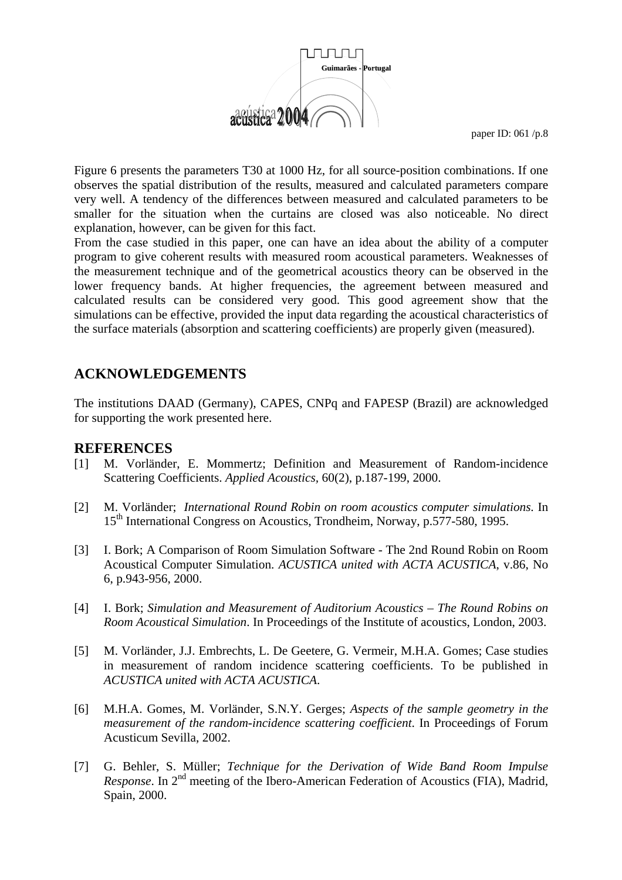Figure 6 presents the parameters T30 at 1000 Hz, for all source-position combinations. If one observes the spatial distribution of the results, measured and calculated parameters compare very well. A tendency of the differences between measured and calculated parameters to be smaller for the situation when the curtains are closed was also noticeable. No direct explanation, however, can be given for this fact.

From the case studied in this paper, one can have an idea about the ability of a computer program to give coherent results with measured room acoustical parameters. Weaknesses of the measurement technique and of the geometrical acoustics theory can be observed in the lower frequency bands. At higher frequencies, the agreement between measured and calculated results can be considered very good. This good agreement show that the simulations can be effective, provided the input data regarding the acoustical characteristics of the surface materials (absorption and scattering coefficients) are properly given (measured).

## ACKNOWLEDGEMENTS

The institutions DAAD (Germany), CAPES, CNPq and FAPESP (Brazil) are acknowledged for supporting the work presented here.

## REFERENCES

[1] M. Vorländer, E. Mommertz; Definition and Measurement of Random-incidence Scattering Coefficients. *Applied Acoustics*, 60(2), p.187-199, 2000.

[2] M. Vorländer; *International Round Robin on room acoustics computer simulations*. In 15th International Congress on Acoustics, Trondheim, Norway, p.577-580, 1995.

[3] I. Bork; A Comparison of Room Simulation Software - The 2nd Round Robin on Room Acoustical Computer Simulation. *ACUSTICA united with ACTA ACUSTICA*, v.86, No 6, p.943-956, 2000.

[4] I. Bork; *Simulation and Measurement of Auditorium Acoustics – The Round Robins on Room Acoustical Simulation*. In Proceedings of the Institute of acoustics, London, 2003.

[5] M. Vorländer, J.J. Embrechts, L. De Geetere, G. Vermeir, M.H.A. Gomes; Case studies in measurement of random incidence scattering coefficients. To be published in *ACUSTICA united with ACTA ACUSTICA*.

[6] M.H.A. Gomes, M. Vorländer, S.N.Y. Gerges; *Aspects of the sample geometry in the measurement of the random-incidence scattering coefficient*. In Proceedings of Forum Acusticum Sevilla, 2002.

[7] G. Behler, S. Müller; *Technique for the Derivation of Wide Band Room Impulse Response*. In 2nd meeting of the Ibero-American Federation of Acoustics (FIA), Madrid, Spain, 2000.